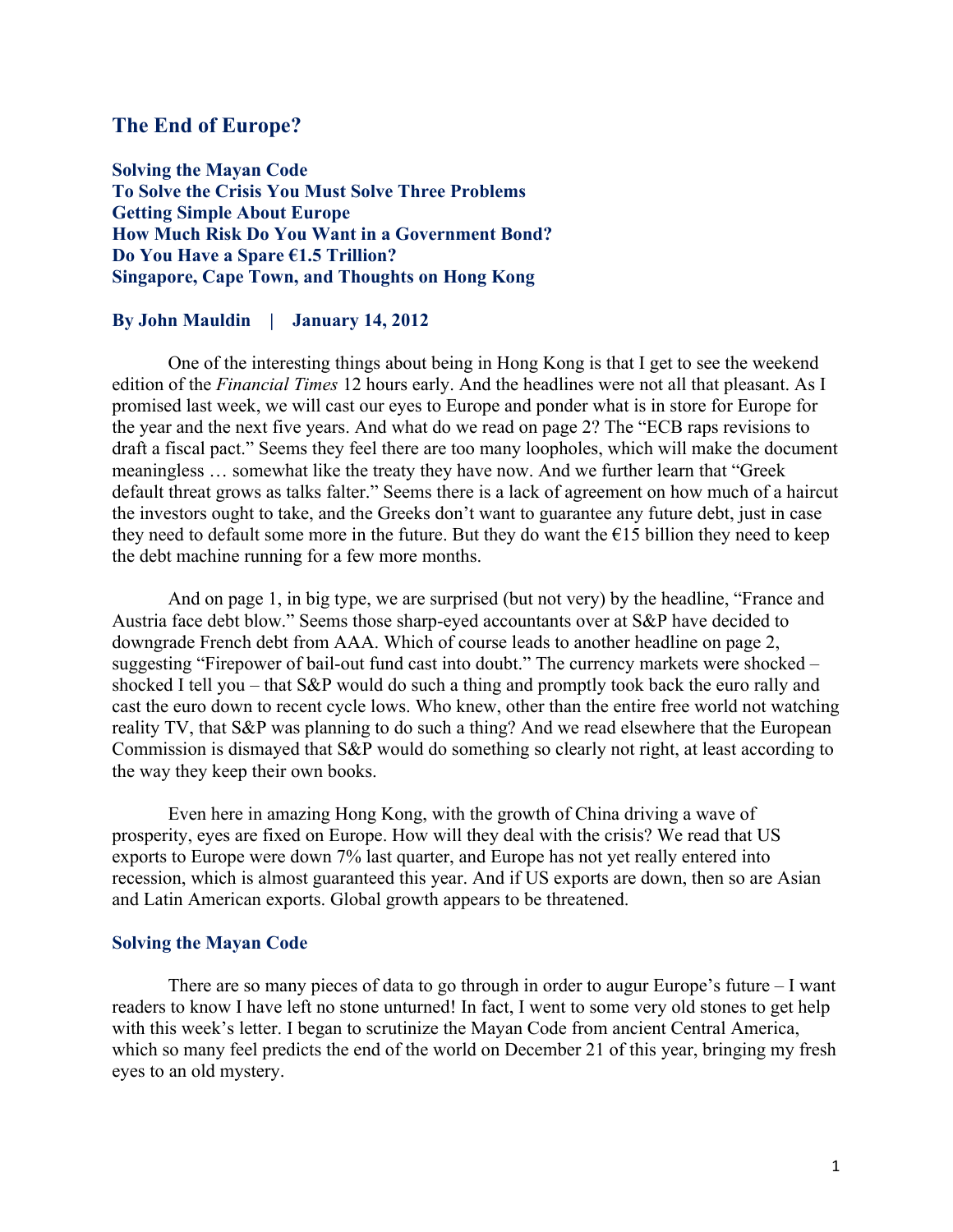# The End of Europe?

**Solving the Mayan Code**
**To Solve the Crisis You Must Solve Three Problems**
**Getting Simple About Europe**
**How Much Risk Do You Want in a Government Bond?**
**Do You Have a Spare €1.5 Trillion?**
**Singapore, Cape Town, and Thoughts on Hong Kong**

**By John Mauldin | January 14, 2012**

One of the interesting things about being in Hong Kong is that I get to see the weekend edition of the *Financial Times* 12 hours early. And the headlines were not all that pleasant. As I promised last week, we will cast our eyes to Europe and ponder what is in store for Europe for the year and the next five years. And what do we read on page 2? The "ECB raps revisions to draft a fiscal pact." Seems they feel there are too many loopholes, which will make the document meaningless … somewhat like the treaty they have now. And we further learn that "Greek default threat grows as talks falter." Seems there is a lack of agreement on how much of a haircut the investors ought to take, and the Greeks don't want to guarantee any future debt, just in case they need to default some more in the future. But they do want the €15 billion they need to keep the debt machine running for a few more months.

And on page 1, in big type, we are surprised (but not very) by the headline, "France and Austria face debt blow." Seems those sharp-eyed accountants over at S&P have decided to downgrade French debt from AAA. Which of course leads to another headline on page 2, suggesting "Firepower of bail-out fund cast into doubt." The currency markets were shocked – shocked I tell you – that S&P would do such a thing and promptly took back the euro rally and cast the euro down to recent cycle lows. Who knew, other than the entire free world not watching reality TV, that S&P was planning to do such a thing? And we read elsewhere that the European Commission is dismayed that S&P would do something so clearly not right, at least according to the way they keep their own books.

Even here in amazing Hong Kong, with the growth of China driving a wave of prosperity, eyes are fixed on Europe. How will they deal with the crisis? We read that US exports to Europe were down 7% last quarter, and Europe has not yet really entered into recession, which is almost guaranteed this year. And if US exports are down, then so are Asian and Latin American exports. Global growth appears to be threatened.

## Solving the Mayan Code

There are so many pieces of data to go through in order to augur Europe's future – I want readers to know I have left no stone unturned! In fact, I went to some very old stones to get help with this week's letter. I began to scrutinize the Mayan Code from ancient Central America, which so many feel predicts the end of the world on December 21 of this year, bringing my fresh eyes to an old mystery.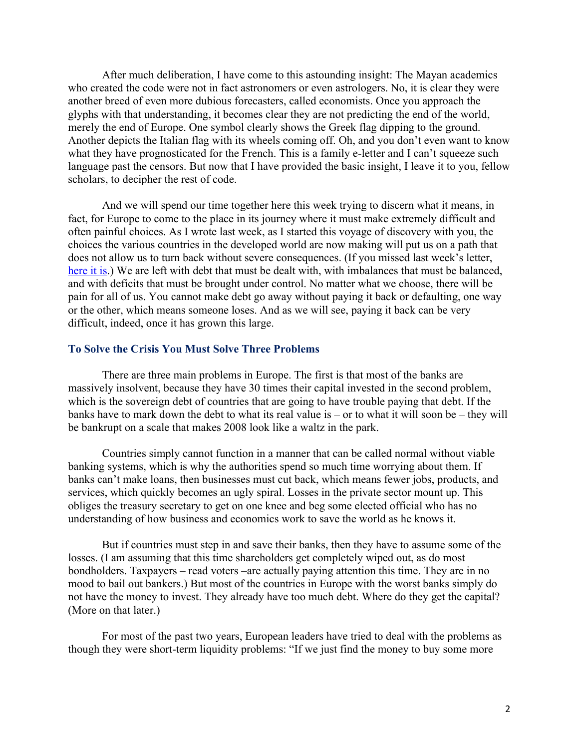After much deliberation, I have come to this astounding insight: The Mayan academics who created the code were not in fact astronomers or even astrologers. No, it is clear they were another breed of even more dubious forecasters, called economists. Once you approach the glyphs with that understanding, it becomes clear they are not predicting the end of the world, merely the end of Europe. One symbol clearly shows the Greek flag dipping to the ground. Another depicts the Italian flag with its wheels coming off. Oh, and you don't even want to know what they have prognosticated for the French. This is a family e-letter and I can't squeeze such language past the censors. But now that I have provided the basic insight, I leave it to you, fellow scholars, to decipher the rest of code.

And we will spend our time together here this week trying to discern what it means, in fact, for Europe to come to the place in its journey where it must make extremely difficult and often painful choices. As I wrote last week, as I started this voyage of discovery with you, the choices the various countries in the developed world are now making will put us on a path that does not allow us to turn back without severe consequences. (If you missed last week's letter, here it is.) We are left with debt that must be dealt with, with imbalances that must be balanced, and with deficits that must be brought under control. No matter what we choose, there will be pain for all of us. You cannot make debt go away without paying it back or defaulting, one way or the other, which means someone loses. And as we will see, paying it back can be very difficult, indeed, once it has grown this large.

### To Solve the Crisis You Must Solve Three Problems

There are three main problems in Europe. The first is that most of the banks are massively insolvent, because they have 30 times their capital invested in the second problem, which is the sovereign debt of countries that are going to have trouble paying that debt. If the banks have to mark down the debt to what its real value is – or to what it will soon be – they will be bankrupt on a scale that makes 2008 look like a waltz in the park.

Countries simply cannot function in a manner that can be called normal without viable banking systems, which is why the authorities spend so much time worrying about them. If banks can't make loans, then businesses must cut back, which means fewer jobs, products, and services, which quickly becomes an ugly spiral. Losses in the private sector mount up. This obliges the treasury secretary to get on one knee and beg some elected official who has no understanding of how business and economics work to save the world as he knows it.

But if countries must step in and save their banks, then they have to assume some of the losses. (I am assuming that this time shareholders get completely wiped out, as do most bondholders. Taxpayers – read voters –are actually paying attention this time. They are in no mood to bail out bankers.) But most of the countries in Europe with the worst banks simply do not have the money to invest. They already have too much debt. Where do they get the capital? (More on that later.)

For most of the past two years, European leaders have tried to deal with the problems as though they were short-term liquidity problems: "If we just find the money to buy some more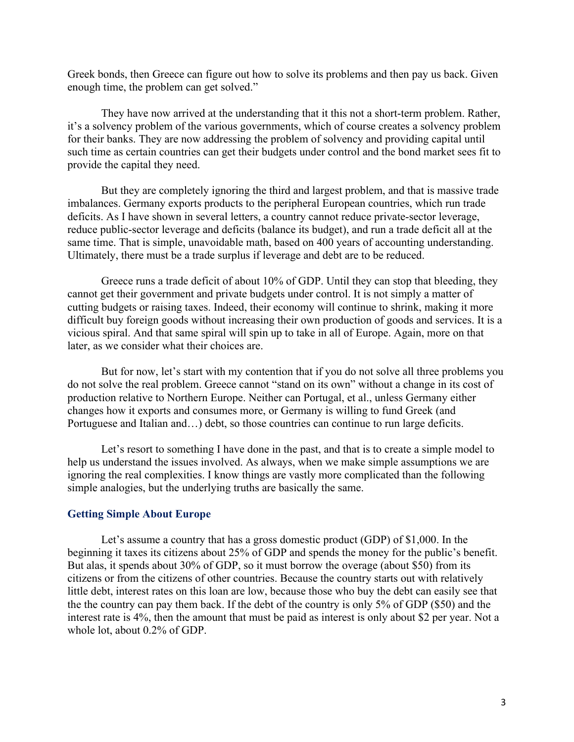Greek bonds, then Greece can figure out how to solve its problems and then pay us back. Given enough time, the problem can get solved."

They have now arrived at the understanding that it this not a short-term problem. Rather, it's a solvency problem of the various governments, which of course creates a solvency problem for their banks. They are now addressing the problem of solvency and providing capital until such time as certain countries can get their budgets under control and the bond market sees fit to provide the capital they need.

But they are completely ignoring the third and largest problem, and that is massive trade imbalances. Germany exports products to the peripheral European countries, which run trade deficits. As I have shown in several letters, a country cannot reduce private-sector leverage, reduce public-sector leverage and deficits (balance its budget), and run a trade deficit all at the same time. That is simple, unavoidable math, based on 400 years of accounting understanding. Ultimately, there must be a trade surplus if leverage and debt are to be reduced.

Greece runs a trade deficit of about 10% of GDP. Until they can stop that bleeding, they cannot get their government and private budgets under control. It is not simply a matter of cutting budgets or raising taxes. Indeed, their economy will continue to shrink, making it more difficult buy foreign goods without increasing their own production of goods and services. It is a vicious spiral. And that same spiral will spin up to take in all of Europe. Again, more on that later, as we consider what their choices are.

But for now, let's start with my contention that if you do not solve all three problems you do not solve the real problem. Greece cannot "stand on its own" without a change in its cost of production relative to Northern Europe. Neither can Portugal, et al., unless Germany either changes how it exports and consumes more, or Germany is willing to fund Greek (and Portuguese and Italian and…) debt, so those countries can continue to run large deficits.

Let's resort to something I have done in the past, and that is to create a simple model to help us understand the issues involved. As always, when we make simple assumptions we are ignoring the real complexities. I know things are vastly more complicated than the following simple analogies, but the underlying truths are basically the same.

## Getting Simple About Europe

Let's assume a country that has a gross domestic product (GDP) of $1,000. In the beginning it taxes its citizens about 25% of GDP and spends the money for the public's benefit. But alas, it spends about 30% of GDP, so it must borrow the overage (about $50) from its citizens or from the citizens of other countries. Because the country starts out with relatively little debt, interest rates on this loan are low, because those who buy the debt can easily see that the the country can pay them back. If the debt of the country is only 5% of GDP ($50) and the interest rate is 4%, then the amount that must be paid as interest is only about $2 per year. Not a whole lot, about 0.2% of GDP.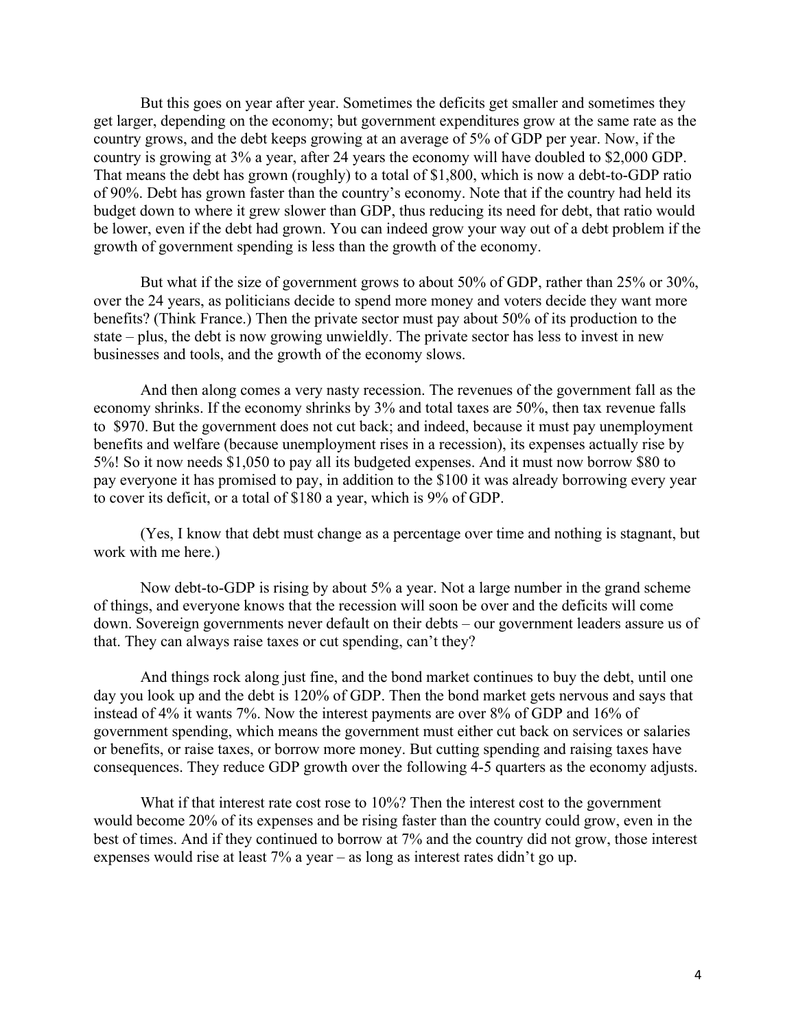But this goes on year after year. Sometimes the deficits get smaller and sometimes they get larger, depending on the economy; but government expenditures grow at the same rate as the country grows, and the debt keeps growing at an average of 5% of GDP per year. Now, if the country is growing at 3% a year, after 24 years the economy will have doubled to $2,000 GDP. That means the debt has grown (roughly) to a total of $1,800, which is now a debt-to-GDP ratio of 90%. Debt has grown faster than the country's economy. Note that if the country had held its budget down to where it grew slower than GDP, thus reducing its need for debt, that ratio would be lower, even if the debt had grown. You can indeed grow your way out of a debt problem if the growth of government spending is less than the growth of the economy.

But what if the size of government grows to about 50% of GDP, rather than 25% or 30%, over the 24 years, as politicians decide to spend more money and voters decide they want more benefits? (Think France.) Then the private sector must pay about 50% of its production to the state – plus, the debt is now growing unwieldly. The private sector has less to invest in new businesses and tools, and the growth of the economy slows.

And then along comes a very nasty recession. The revenues of the government fall as the economy shrinks. If the economy shrinks by 3% and total taxes are 50%, then tax revenue falls to $970. But the government does not cut back; and indeed, because it must pay unemployment benefits and welfare (because unemployment rises in a recession), its expenses actually rise by 5%! So it now needs $1,050 to pay all its budgeted expenses. And it must now borrow $80 to pay everyone it has promised to pay, in addition to the $100 it was already borrowing every year to cover its deficit, or a total of $180 a year, which is 9% of GDP.

(Yes, I know that debt must change as a percentage over time and nothing is stagnant, but work with me here.)

Now debt-to-GDP is rising by about 5% a year. Not a large number in the grand scheme of things, and everyone knows that the recession will soon be over and the deficits will come down. Sovereign governments never default on their debts – our government leaders assure us of that. They can always raise taxes or cut spending, can't they?

And things rock along just fine, and the bond market continues to buy the debt, until one day you look up and the debt is 120% of GDP. Then the bond market gets nervous and says that instead of 4% it wants 7%. Now the interest payments are over 8% of GDP and 16% of government spending, which means the government must either cut back on services or salaries or benefits, or raise taxes, or borrow more money. But cutting spending and raising taxes have consequences. They reduce GDP growth over the following 4-5 quarters as the economy adjusts.

What if that interest rate cost rose to 10%? Then the interest cost to the government would become 20% of its expenses and be rising faster than the country could grow, even in the best of times. And if they continued to borrow at 7% and the country did not grow, those interest expenses would rise at least 7% a year – as long as interest rates didn't go up.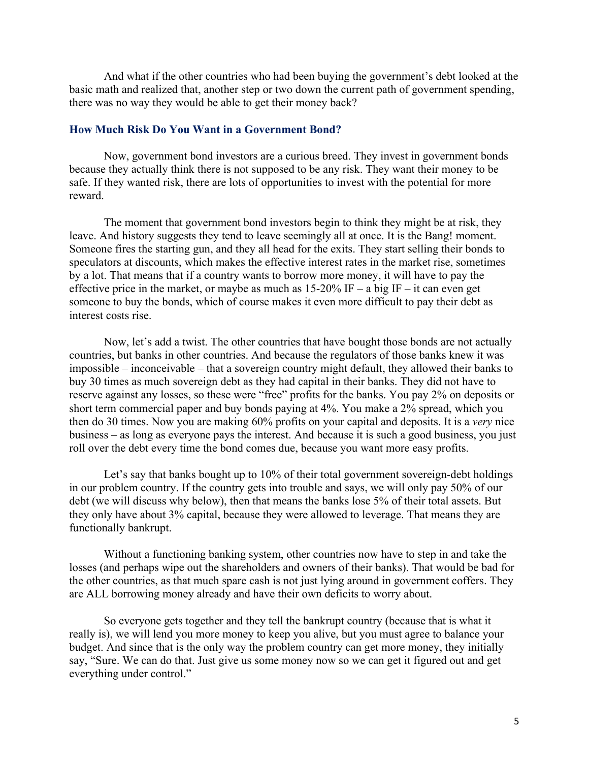And what if the other countries who had been buying the government's debt looked at the basic math and realized that, another step or two down the current path of government spending, there was no way they would be able to get their money back?

### How Much Risk Do You Want in a Government Bond?

Now, government bond investors are a curious breed. They invest in government bonds because they actually think there is not supposed to be any risk. They want their money to be safe. If they wanted risk, there are lots of opportunities to invest with the potential for more reward.

The moment that government bond investors begin to think they might be at risk, they leave. And history suggests they tend to leave seemingly all at once. It is the Bang! moment. Someone fires the starting gun, and they all head for the exits. They start selling their bonds to speculators at discounts, which makes the effective interest rates in the market rise, sometimes by a lot. That means that if a country wants to borrow more money, it will have to pay the effective price in the market, or maybe as much as 15-20% IF – a big IF – it can even get someone to buy the bonds, which of course makes it even more difficult to pay their debt as interest costs rise.

Now, let's add a twist. The other countries that have bought those bonds are not actually countries, but banks in other countries. And because the regulators of those banks knew it was impossible – inconceivable – that a sovereign country might default, they allowed their banks to buy 30 times as much sovereign debt as they had capital in their banks. They did not have to reserve against any losses, so these were "free" profits for the banks. You pay 2% on deposits or short term commercial paper and buy bonds paying at 4%. You make a 2% spread, which you then do 30 times. Now you are making 60% profits on your capital and deposits. It is a *very* nice business – as long as everyone pays the interest. And because it is such a good business, you just roll over the debt every time the bond comes due, because you want more easy profits.

Let's say that banks bought up to 10% of their total government sovereign-debt holdings in our problem country. If the country gets into trouble and says, we will only pay 50% of our debt (we will discuss why below), then that means the banks lose 5% of their total assets. But they only have about 3% capital, because they were allowed to leverage. That means they are functionally bankrupt.

Without a functioning banking system, other countries now have to step in and take the losses (and perhaps wipe out the shareholders and owners of their banks). That would be bad for the other countries, as that much spare cash is not just lying around in government coffers. They are ALL borrowing money already and have their own deficits to worry about.

So everyone gets together and they tell the bankrupt country (because that is what it really is), we will lend you more money to keep you alive, but you must agree to balance your budget. And since that is the only way the problem country can get more money, they initially say, "Sure. We can do that. Just give us some money now so we can get it figured out and get everything under control."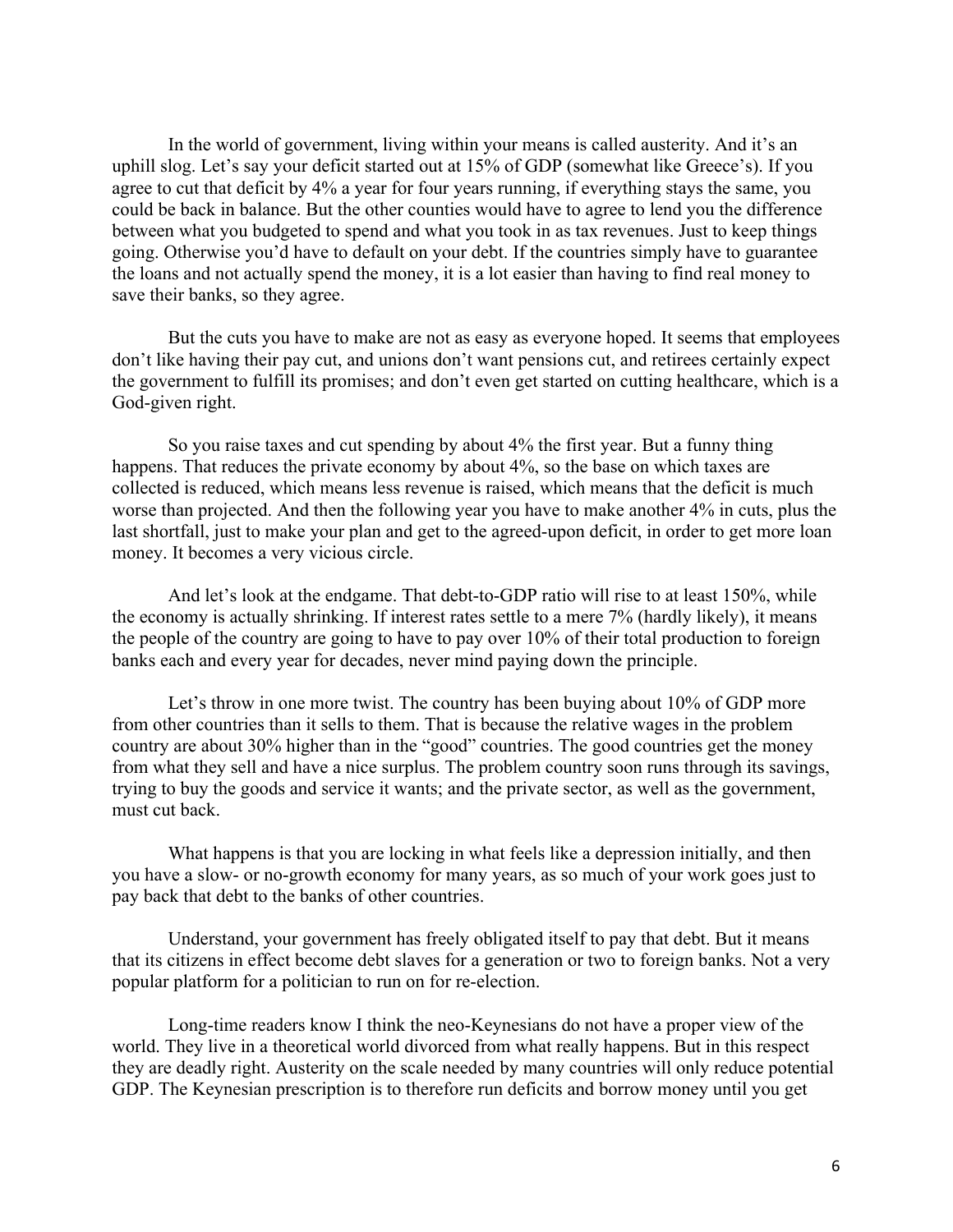In the world of government, living within your means is called austerity. And it's an uphill slog. Let's say your deficit started out at 15% of GDP (somewhat like Greece's). If you agree to cut that deficit by 4% a year for four years running, if everything stays the same, you could be back in balance. But the other counties would have to agree to lend you the difference between what you budgeted to spend and what you took in as tax revenues. Just to keep things going. Otherwise you'd have to default on your debt. If the countries simply have to guarantee the loans and not actually spend the money, it is a lot easier than having to find real money to save their banks, so they agree.

But the cuts you have to make are not as easy as everyone hoped. It seems that employees don't like having their pay cut, and unions don't want pensions cut, and retirees certainly expect the government to fulfill its promises; and don't even get started on cutting healthcare, which is a God-given right.

So you raise taxes and cut spending by about 4% the first year. But a funny thing happens. That reduces the private economy by about 4%, so the base on which taxes are collected is reduced, which means less revenue is raised, which means that the deficit is much worse than projected. And then the following year you have to make another 4% in cuts, plus the last shortfall, just to make your plan and get to the agreed-upon deficit, in order to get more loan money. It becomes a very vicious circle.

And let's look at the endgame. That debt-to-GDP ratio will rise to at least 150%, while the economy is actually shrinking. If interest rates settle to a mere 7% (hardly likely), it means the people of the country are going to have to pay over 10% of their total production to foreign banks each and every year for decades, never mind paying down the principle.

Let's throw in one more twist. The country has been buying about 10% of GDP more from other countries than it sells to them. That is because the relative wages in the problem country are about 30% higher than in the "good" countries. The good countries get the money from what they sell and have a nice surplus. The problem country soon runs through its savings, trying to buy the goods and service it wants; and the private sector, as well as the government, must cut back.

What happens is that you are locking in what feels like a depression initially, and then you have a slow- or no-growth economy for many years, as so much of your work goes just to pay back that debt to the banks of other countries.

Understand, your government has freely obligated itself to pay that debt. But it means that its citizens in effect become debt slaves for a generation or two to foreign banks. Not a very popular platform for a politician to run on for re-election.

Long-time readers know I think the neo-Keynesians do not have a proper view of the world. They live in a theoretical world divorced from what really happens. But in this respect they are deadly right. Austerity on the scale needed by many countries will only reduce potential GDP. The Keynesian prescription is to therefore run deficits and borrow money until you get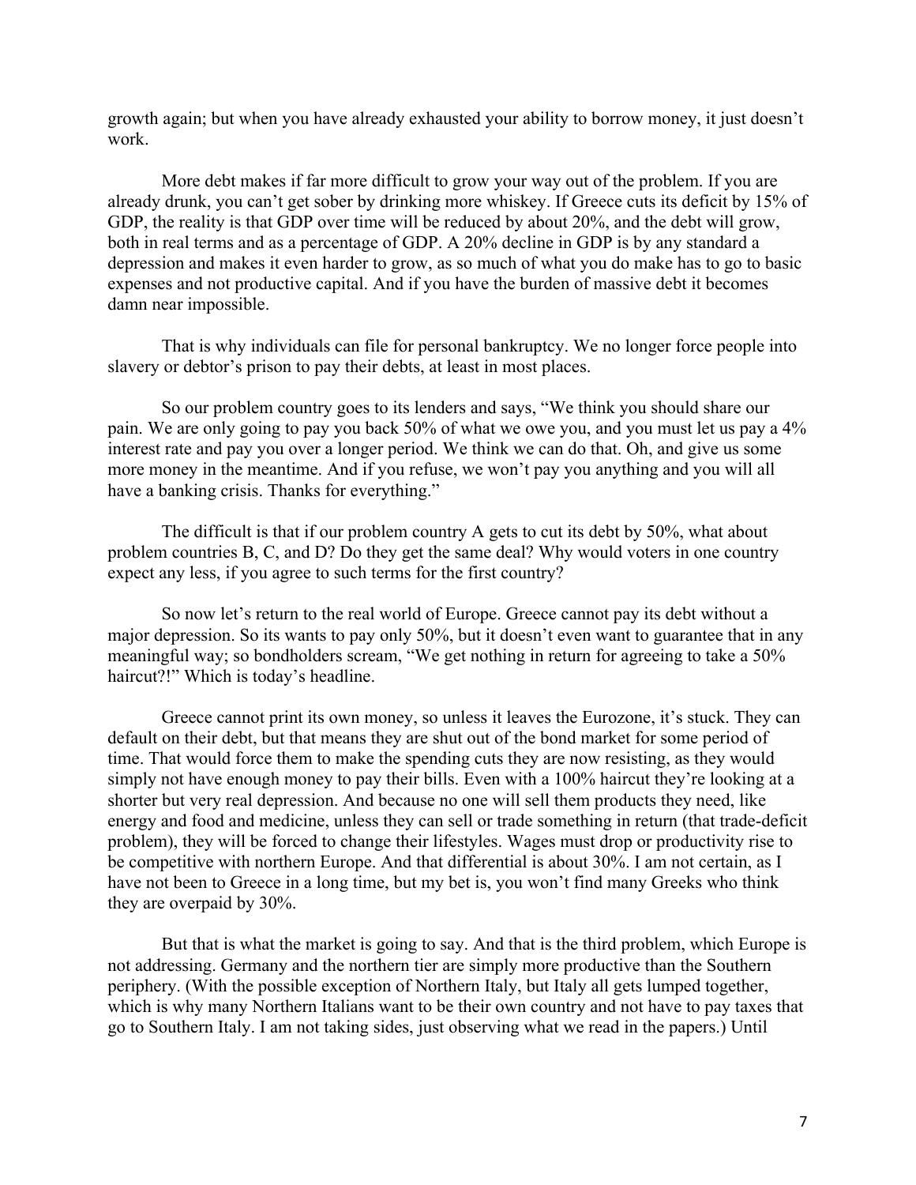growth again; but when you have already exhausted your ability to borrow money, it just doesn't work.

More debt makes if far more difficult to grow your way out of the problem. If you are already drunk, you can't get sober by drinking more whiskey. If Greece cuts its deficit by 15% of GDP, the reality is that GDP over time will be reduced by about 20%, and the debt will grow, both in real terms and as a percentage of GDP. A 20% decline in GDP is by any standard a depression and makes it even harder to grow, as so much of what you do make has to go to basic expenses and not productive capital. And if you have the burden of massive debt it becomes damn near impossible.

That is why individuals can file for personal bankruptcy. We no longer force people into slavery or debtor's prison to pay their debts, at least in most places.

So our problem country goes to its lenders and says, "We think you should share our pain. We are only going to pay you back 50% of what we owe you, and you must let us pay a 4% interest rate and pay you over a longer period. We think we can do that. Oh, and give us some more money in the meantime. And if you refuse, we won't pay you anything and you will all have a banking crisis. Thanks for everything."

The difficult is that if our problem country A gets to cut its debt by 50%, what about problem countries B, C, and D? Do they get the same deal? Why would voters in one country expect any less, if you agree to such terms for the first country?

So now let's return to the real world of Europe. Greece cannot pay its debt without a major depression. So its wants to pay only 50%, but it doesn't even want to guarantee that in any meaningful way; so bondholders scream, "We get nothing in return for agreeing to take a 50% haircut?!" Which is today's headline.

Greece cannot print its own money, so unless it leaves the Eurozone, it's stuck. They can default on their debt, but that means they are shut out of the bond market for some period of time. That would force them to make the spending cuts they are now resisting, as they would simply not have enough money to pay their bills. Even with a 100% haircut they're looking at a shorter but very real depression. And because no one will sell them products they need, like energy and food and medicine, unless they can sell or trade something in return (that trade-deficit problem), they will be forced to change their lifestyles. Wages must drop or productivity rise to be competitive with northern Europe. And that differential is about 30%. I am not certain, as I have not been to Greece in a long time, but my bet is, you won't find many Greeks who think they are overpaid by 30%.

But that is what the market is going to say. And that is the third problem, which Europe is not addressing. Germany and the northern tier are simply more productive than the Southern periphery. (With the possible exception of Northern Italy, but Italy all gets lumped together, which is why many Northern Italians want to be their own country and not have to pay taxes that go to Southern Italy. I am not taking sides, just observing what we read in the papers.) Until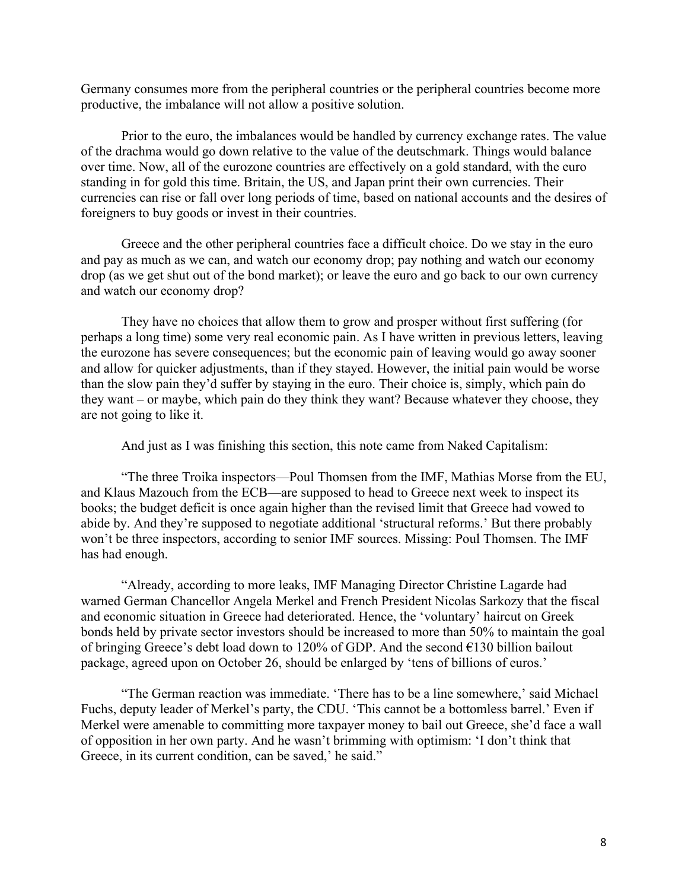Germany consumes more from the peripheral countries or the peripheral countries become more productive, the imbalance will not allow a positive solution.

Prior to the euro, the imbalances would be handled by currency exchange rates. The value of the drachma would go down relative to the value of the deutschmark. Things would balance over time. Now, all of the eurozone countries are effectively on a gold standard, with the euro standing in for gold this time. Britain, the US, and Japan print their own currencies. Their currencies can rise or fall over long periods of time, based on national accounts and the desires of foreigners to buy goods or invest in their countries.

Greece and the other peripheral countries face a difficult choice. Do we stay in the euro and pay as much as we can, and watch our economy drop; pay nothing and watch our economy drop (as we get shut out of the bond market); or leave the euro and go back to our own currency and watch our economy drop?

They have no choices that allow them to grow and prosper without first suffering (for perhaps a long time) some very real economic pain. As I have written in previous letters, leaving the eurozone has severe consequences; but the economic pain of leaving would go away sooner and allow for quicker adjustments, than if they stayed. However, the initial pain would be worse than the slow pain they'd suffer by staying in the euro. Their choice is, simply, which pain do they want – or maybe, which pain do they think they want? Because whatever they choose, they are not going to like it.

And just as I was finishing this section, this note came from Naked Capitalism:

"The three Troika inspectors—Poul Thomsen from the IMF, Mathias Morse from the EU, and Klaus Mazouch from the ECB—are supposed to head to Greece next week to inspect its books; the budget deficit is once again higher than the revised limit that Greece had vowed to abide by. And they're supposed to negotiate additional 'structural reforms.' But there probably won't be three inspectors, according to senior IMF sources. Missing: Poul Thomsen. The IMF has had enough.

"Already, according to more leaks, IMF Managing Director Christine Lagarde had warned German Chancellor Angela Merkel and French President Nicolas Sarkozy that the fiscal and economic situation in Greece had deteriorated. Hence, the 'voluntary' haircut on Greek bonds held by private sector investors should be increased to more than 50% to maintain the goal of bringing Greece's debt load down to 120% of GDP. And the second €130 billion bailout package, agreed upon on October 26, should be enlarged by 'tens of billions of euros.'

"The German reaction was immediate. 'There has to be a line somewhere,' said Michael Fuchs, deputy leader of Merkel's party, the CDU. 'This cannot be a bottomless barrel.' Even if Merkel were amenable to committing more taxpayer money to bail out Greece, she'd face a wall of opposition in her own party. And he wasn't brimming with optimism: 'I don't think that Greece, in its current condition, can be saved,' he said."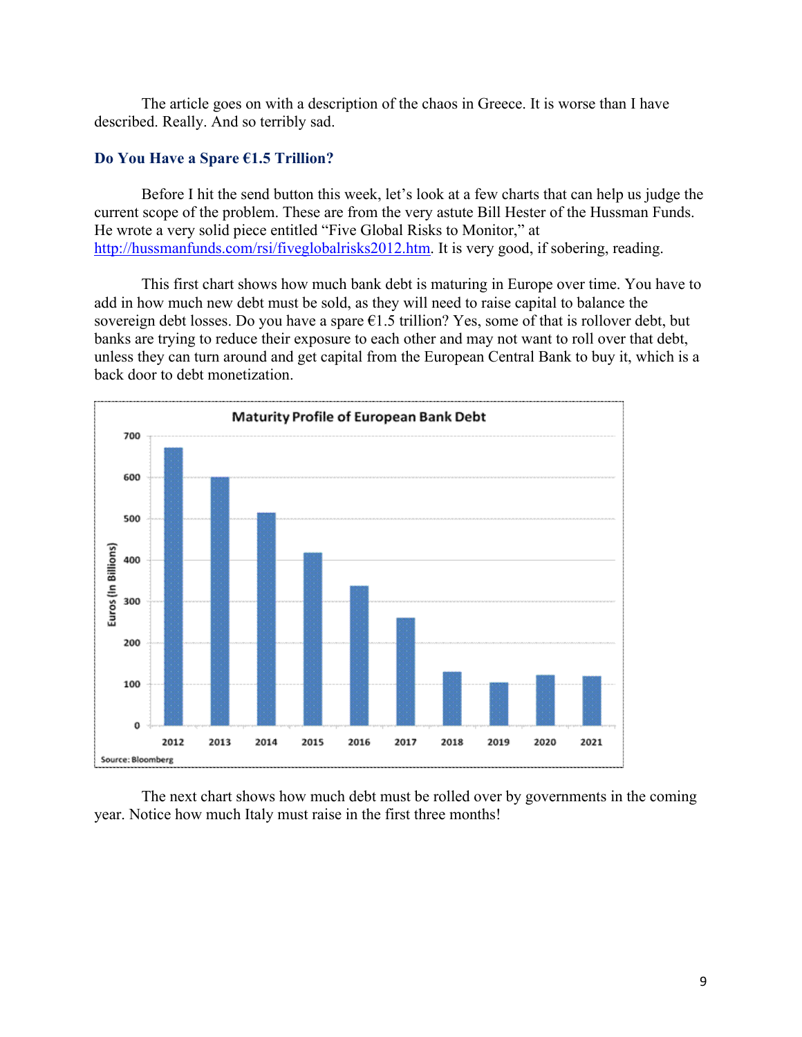The article goes on with a description of the chaos in Greece. It is worse than I have described. Really. And so terribly sad.

### Do You Have a Spare €1.5 Trillion?

Before I hit the send button this week, let's look at a few charts that can help us judge the current scope of the problem. These are from the very astute Bill Hester of the Hussman Funds. He wrote a very solid piece entitled "Five Global Risks to Monitor," at http://hussmanfunds.com/rsi/fiveglobalrisks2012.htm. It is very good, if sobering, reading.

This first chart shows how much bank debt is maturing in Europe over time. You have to add in how much new debt must be sold, as they will need to raise capital to balance the sovereign debt losses. Do you have a spare €1.5 trillion? Yes, some of that is rollover debt, but banks are trying to reduce their exposure to each other and may not want to roll over that debt, unless they can turn around and get capital from the European Central Bank to buy it, which is a back door to debt monetization.

**Maturity Profile of European Bank Debt**

Euros (in Billions)

| Year | 2012 | 2013 | 2014 | 2015 | 2016 | 2017 | 2018 | 2019 | 2020 | 2021 |
|---|---|---|---|---|---|---|---|---|---|---|
| Approx. value | ~670 | ~600 | ~515 | ~418 | ~338 | ~260 | ~130 | ~104 | ~122 | ~120 |

Source: Bloomberg

The next chart shows how much debt must be rolled over by governments in the coming year. Notice how much Italy must raise in the first three months!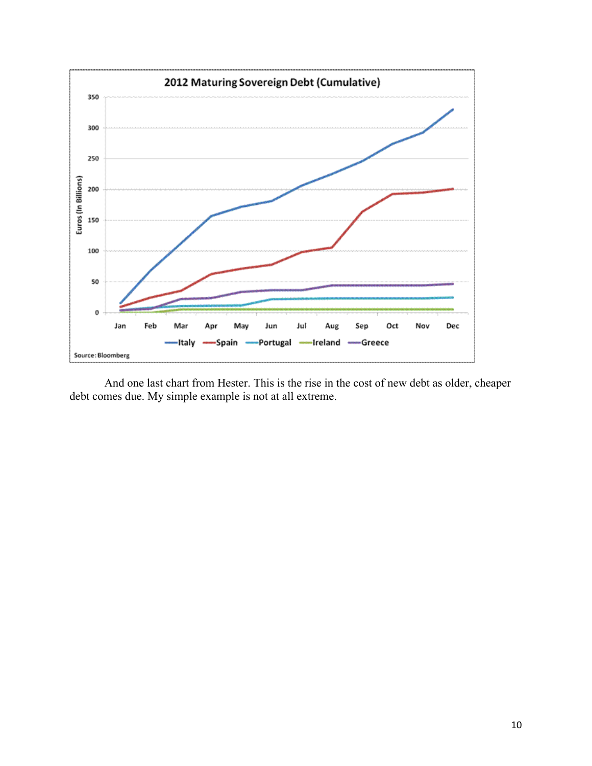And one last chart from Hester. This is the rise in the cost of new debt as older, cheaper debt comes due. My simple example is not at all extreme.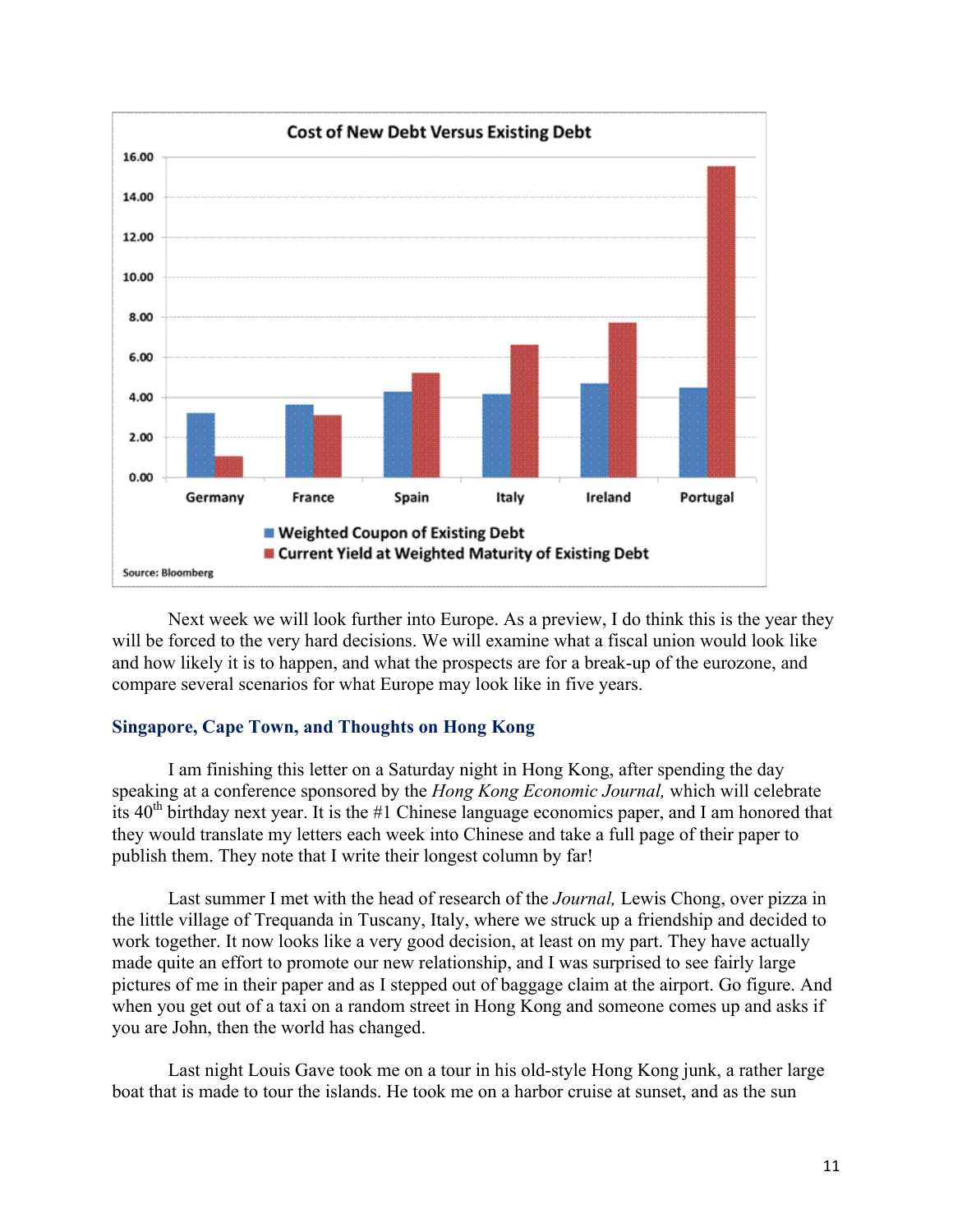Next week we will look further into Europe. As a preview, I do think this is the year they will be forced to the very hard decisions. We will examine what a fiscal union would look like and how likely it is to happen, and what the prospects are for a break-up of the eurozone, and compare several scenarios for what Europe may look like in five years.

## Singapore, Cape Town, and Thoughts on Hong Kong

I am finishing this letter on a Saturday night in Hong Kong, after spending the day speaking at a conference sponsored by the *Hong Kong Economic Journal,* which will celebrate its 40th birthday next year. It is the #1 Chinese language economics paper, and I am honored that they would translate my letters each week into Chinese and take a full page of their paper to publish them. They note that I write their longest column by far!

Last summer I met with the head of research of the *Journal,* Lewis Chong, over pizza in the little village of Trequanda in Tuscany, Italy, where we struck up a friendship and decided to work together. It now looks like a very good decision, at least on my part. They have actually made quite an effort to promote our new relationship, and I was surprised to see fairly large pictures of me in their paper and as I stepped out of baggage claim at the airport. Go figure. And when you get out of a taxi on a random street in Hong Kong and someone comes up and asks if you are John, then the world has changed.

Last night Louis Gave took me on a tour in his old-style Hong Kong junk, a rather large boat that is made to tour the islands. He took me on a harbor cruise at sunset, and as the sun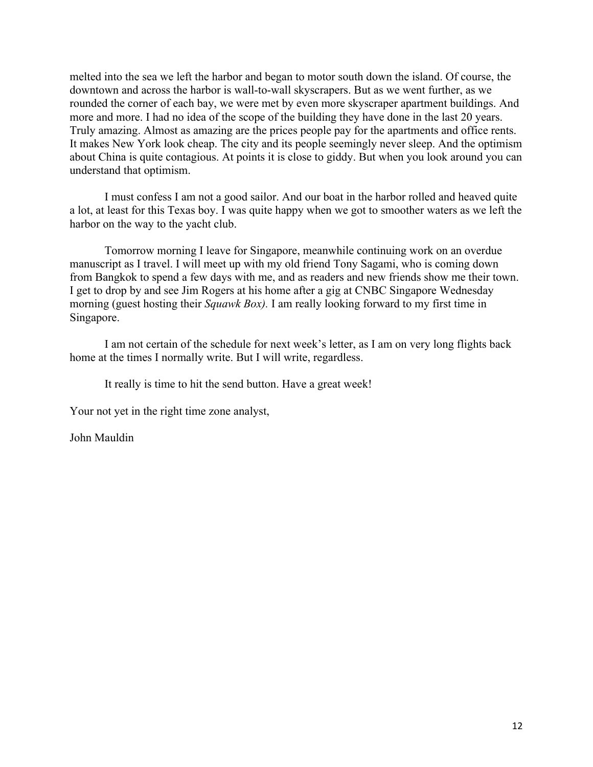melted into the sea we left the harbor and began to motor south down the island. Of course, the downtown and across the harbor is wall-to-wall skyscrapers. But as we went further, as we rounded the corner of each bay, we were met by even more skyscraper apartment buildings. And more and more. I had no idea of the scope of the building they have done in the last 20 years. Truly amazing. Almost as amazing are the prices people pay for the apartments and office rents. It makes New York look cheap. The city and its people seemingly never sleep. And the optimism about China is quite contagious. At points it is close to giddy. But when you look around you can understand that optimism.

I must confess I am not a good sailor. And our boat in the harbor rolled and heaved quite a lot, at least for this Texas boy. I was quite happy when we got to smoother waters as we left the harbor on the way to the yacht club.

Tomorrow morning I leave for Singapore, meanwhile continuing work on an overdue manuscript as I travel. I will meet up with my old friend Tony Sagami, who is coming down from Bangkok to spend a few days with me, and as readers and new friends show me their town. I get to drop by and see Jim Rogers at his home after a gig at CNBC Singapore Wednesday morning (guest hosting their *Squawk Box).* I am really looking forward to my first time in Singapore.

I am not certain of the schedule for next week's letter, as I am on very long flights back home at the times I normally write. But I will write, regardless.

It really is time to hit the send button. Have a great week!

Your not yet in the right time zone analyst,

John Mauldin